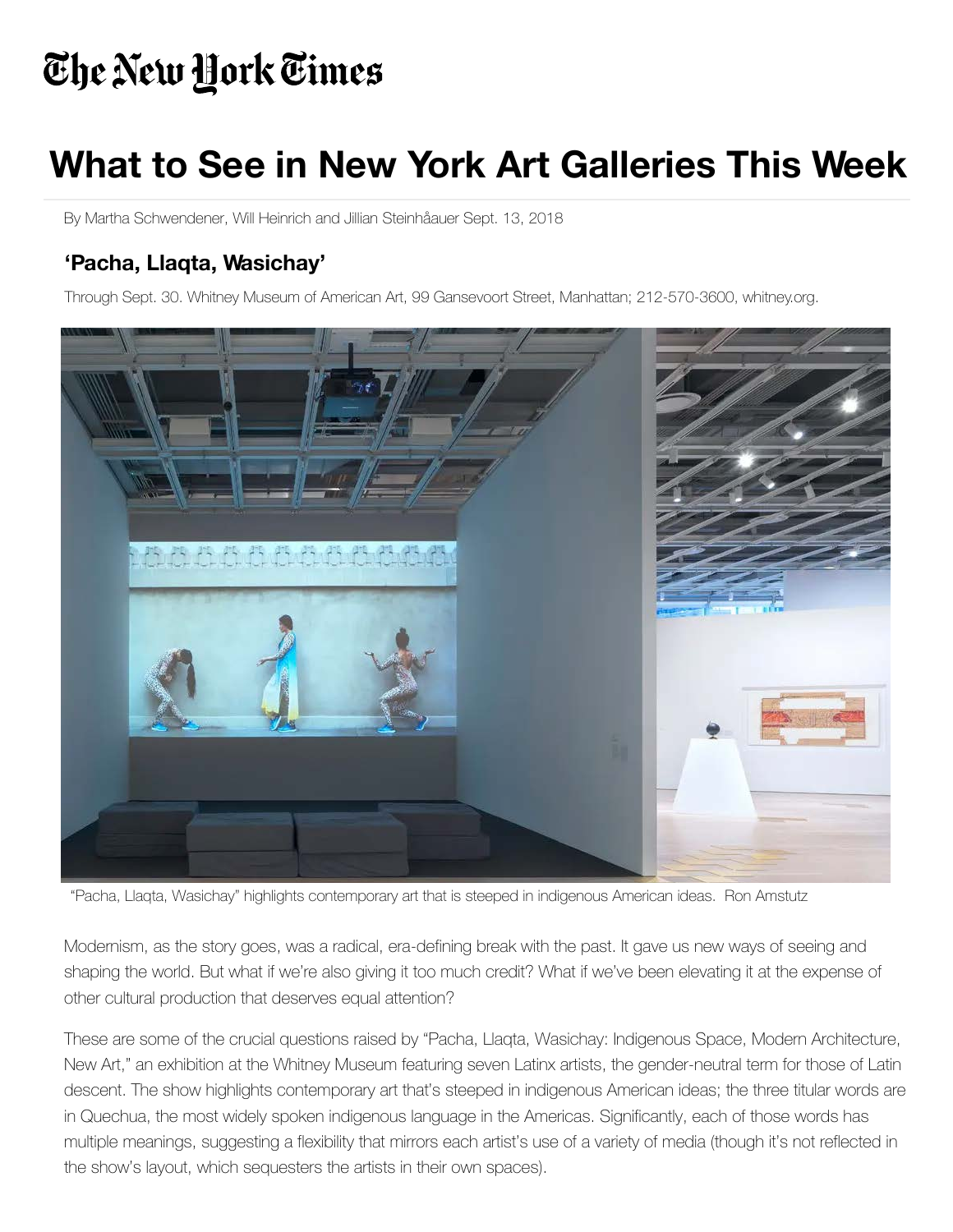# The New York Times

# What to See in New York Art Galleries This Week

By Martha Schwendener, Will Heinrich and Jillian Steinhåauer Sept. 13, 2018

### 'Pacha, Llaqta, Wasichay'

Through Sept. 30. Whitney Museum of American Art, 99 Gansevoort Street, Manhattan; 212-570-3600, whitney.org.

"Pacha, Llaqta, Wasichay" highlights contemporary art that is steeped in indigenous American ideas. Ron Amstutz

Modernism, as the story goes, was a radical, era-defining break with the past. It gave us new ways of seeing and shaping the world. But what if we're also giving it too much credit? What if we've been elevating it at the expense of other cultural production that deserves equal attention?

These are some of the crucial questions raised by "Pacha, Llaqta, Wasichay: Indigenous Space, Modern Architecture, New Art," an exhibition at the Whitney Museum featuring seven Latinx artists, the gender-neutral term for those of Latin descent. The show highlights contemporary art that's steeped in indigenous American ideas; the three titular words are in Quechua, the most widely spoken indigenous language in the Americas. Significantly, each of those words has multiple meanings, suggesting a flexibility that mirrors each artist's use of a variety of media (though it's not reflected in the show's layout, which sequesters the artists in their own spaces).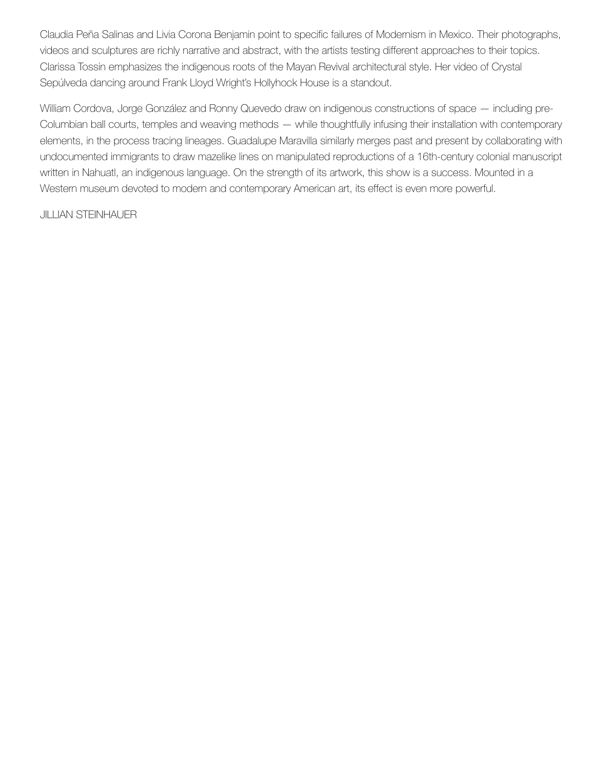Claudia Peña Salinas and Livia Corona Benjamin point to specific failures of Modernism in Mexico. Their photographs, videos and sculptures are richly narrative and abstract, with the artists testing different approaches to their topics. Clarissa Tossin emphasizes the indigenous roots of the Mayan Revival architectural style. Her video of Crystal Sepúlveda dancing around Frank Lloyd Wright's Hollyhock House is a standout.

William Cordova, Jorge González and Ronny Quevedo draw on indigenous constructions of space — including pre-Columbian ball courts, temples and weaving methods — while thoughtfully infusing their installation with contemporary elements, in the process tracing lineages. Guadalupe Maravilla similarly merges past and present by collaborating with undocumented immigrants to draw mazelike lines on manipulated reproductions of a 16th-century colonial manuscript written in Nahuatl, an indigenous language. On the strength of its artwork, this show is a success. Mounted in a Western museum devoted to modern and contemporary American art, its effect is even more powerful.

JILLIAN STEINHAUER